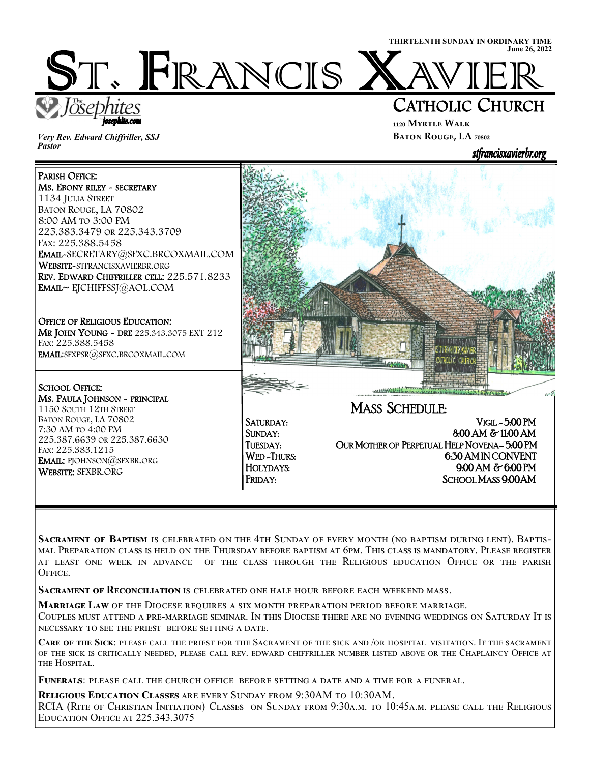THIRTEENTH SUNDAY IN ORDINARY TIME
June 26, 2022

# St. Francis Xavier

## Catholic Church

The Josephites
josephite.com

*Very Rev. Edward Chiffriller, SSJ*
*Pastor*

1120 Myrtle Walk
Baton Rouge, LA 70802

stfrancisxavierbr.org

**Parish Office:**
**Ms. Ebony riley ~ secretary**
1134 Julia Street
Baton Rouge, LA 70802
8:00 AM to 3:00 PM
225.383.3479 or 225.343.3709
Fax: 225.388.5458
**Email**~SECRETARY@SFXC.BRCOXMAIL.COM
**Website**~STFRANCISXAVIERBR.ORG
**Rev. Edward Chiffriller cell:** 225.571.8233
**Email**~ EJCHIFFSSJ@AOL.COM

**Office of Religious Education:**
**Mr John Young ~ DRE** 225.343.3075 EXT 212
Fax: 225.388.5458
**Email**:SFXPSR@SFXC.BRCOXMAIL.COM

**School Office:**
**Ms. Paula Johnson ~ principal**
1150 South 12th Street
Baton Rouge, LA 70802
7:30 AM to 4:00 PM
225.387.6639 or 225.387.6630
Fax: 225.383.1215
**Email:** PJOHNSON@SFXBR.ORG
**Website:** SFXBR.ORG

## Mass Schedule:

| | |
|---|---|
| Saturday: | Vigil - 5:00 PM |
| Sunday: | 8:00 AM & 11:00 AM |
| Tuesday: | Our Mother of Perpetual Help Novena– 5:00 PM |
| Wed -Thurs: | 6:30 AM in Convent |
| Holydays: | 9:00 AM & 6:00 PM |
| Friday: | School Mass 9:00AM |

**Sacrament of Baptism** is celebrated on the 4th Sunday of every month (no baptism during Lent). Baptismal Preparation class is held on the Thursday before baptism at 6pm. This class is mandatory. Please register at least one week in advance of the class through the Religious education Office or the parish Office.

**Sacrament of Reconciliation** is celebrated one half hour before each weekend mass.

**Marriage Law** of the Diocese requires a six month preparation period before marriage.
Couples must attend a pre-marriage seminar. In this Diocese there are no evening weddings on Saturday It is necessary to see the priest before setting a date.

**Care of the Sick**: please call the priest for the Sacrament of the sick and /or hospital visitation. If the sacrament of the sick is critically needed, please call rev. edward chiffriller number listed above or the Chaplaincy Office at the Hospital.

**Funerals**: please call the church office before setting a date and a time for a funeral.

**Religious Education Classes** are every Sunday from 9:30AM to 10:30AM.
RCIA (Rite of Christian Initiation) Classes on Sunday from 9:30a.m. to 10:45a.m. please call the Religious Education Office at 225.343.3075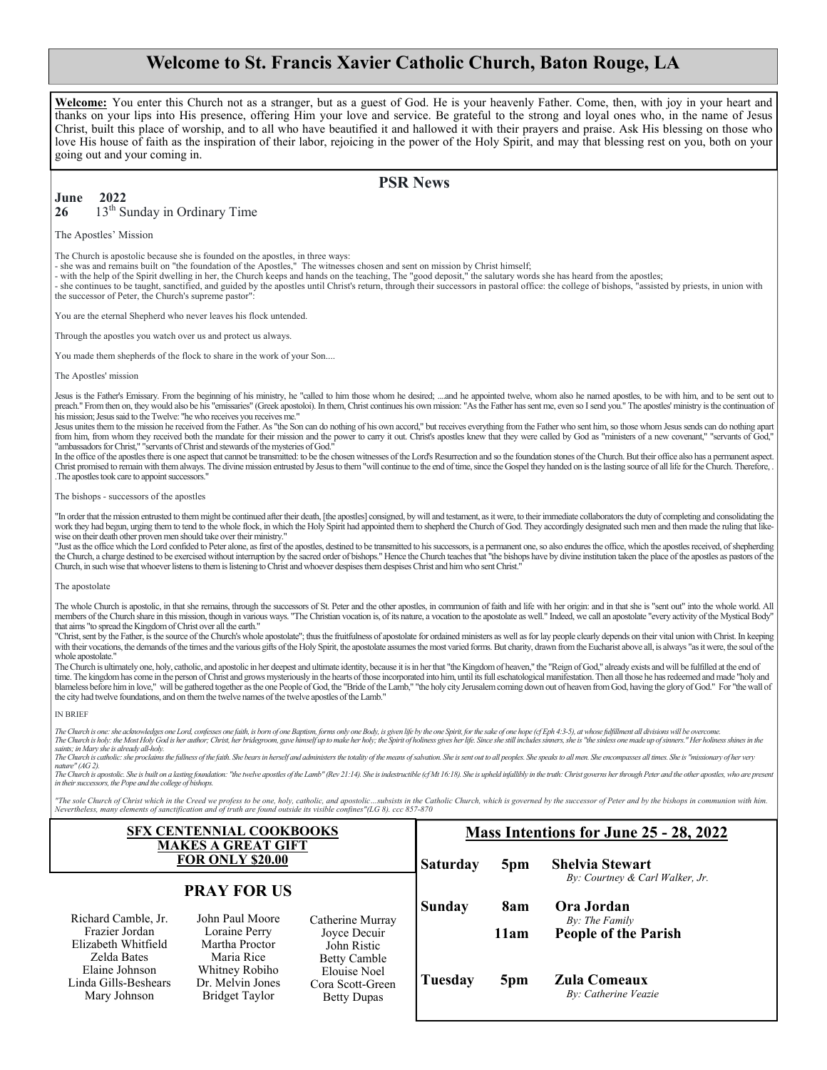# Welcome to St. Francis Xavier Catholic Church, Baton Rouge, LA

**Welcome:** You enter this Church not as a stranger, but as a guest of God. He is your heavenly Father. Come, then, with joy in your heart and thanks on your lips into His presence, offering Him your love and service. Be grateful to the strong and loyal ones who, in the name of Jesus Christ, built this place of worship, and to all who have beautified it and hallowed it with their prayers and praise. Ask His blessing on those who love His house of faith as the inspiration of their labor, rejoicing in the power of the Holy Spirit, and may that blessing rest on you, both on your going out and your coming in.

## PSR News

**June 2022**

**26** 13th Sunday in Ordinary Time

The Apostles' Mission

The Church is apostolic because she is founded on the apostles, in three ways:
- she was and remains built on "the foundation of the Apostles," The witnesses chosen and sent on mission by Christ himself;
- with the help of the Spirit dwelling in her, the Church keeps and hands on the teaching, The "good deposit," the salutary words she has heard from the apostles;
- she continues to be taught, sanctified, and guided by the apostles until Christ's return, through their successors in pastoral office: the college of bishops, "assisted by priests, in union with the successor of Peter, the Church's supreme pastor":

You are the eternal Shepherd who never leaves his flock untended.

Through the apostles you watch over us and protect us always.

You made them shepherds of the flock to share in the work of your Son....

The Apostles' mission

Jesus is the Father's Emissary. From the beginning of his ministry, he "called to him those whom he desired; ....and he appointed twelve, whom also he named apostles, to be with him, and to be sent out to preach." From then on, they would also be his "emissaries" (Greek apostoloi). In them, Christ continues his own mission: "As the Father has sent me, even so I send you." The apostles' ministry is the continuation of his mission; Jesus said to the Twelve: "he who receives you receives me."

Jesus unites them to the mission he received from the Father. As "the Son can do nothing of his own accord," but receives everything from the Father who sent him, so those whom Jesus sends can do nothing apart from him, from whom they received both the mandate for their mission and the power to carry it out. Christ's apostles knew that they were called by God as "ministers of a new covenant," "servants of God," "ambassadors for Christ," "servants of Christ and stewards of the mysteries of God."

In the office of the apostles there is one aspect that cannot be transmitted: to be the chosen witnesses of the Lord's Resurrection and so the foundation stones of the Church. But their office also has a permanent aspect. Christ promised to remain with them always. The divine mission entrusted by Jesus to them "will continue to the end of time, since the Gospel they handed on is the lasting source of all life for the Church. Therefore, . .The apostles took care to appoint successors."

The bishops - successors of the apostles

"In order that the mission entrusted to them might be continued after their death, [the apostles] consigned, by will and testament, as it were, to their immediate collaborators the duty of completing and consolidating the work they had begun, urging them to tend to the whole flock, in which the Holy Spirit had appointed them to shepherd the Church of God. They accordingly designated such men and then made the ruling that likewise on their death other proven men should take over their ministry."

"Just as the office which the Lord confided to Peter alone, as first of the apostles, destined to be transmitted to his successors, is a permanent one, so also endures the office, which the apostles received, of shepherding the Church, a charge destined to be exercised without interruption by the sacred order of bishops." Hence the Church teaches that "the bishops have by divine institution taken the place of the apostles as pastors of the Church, in such wise that whoever listens to them is listening to Christ and whoever despises them despises Christ and him who sent Christ."

The apostolate

The whole Church is apostolic, in that she remains, through the successors of St. Peter and the other apostles, in communion of faith and life with her origin: and in that she is "sent out" into the whole world. All members of the Church share in this mission, though in various ways. "The Christian vocation is, of its nature, a vocation to the apostolate as well." Indeed, we call an apostolate "every activity of the Mystical Body" that aims "to spread the Kingdom of Christ over all the earth."

"Christ, sent by the Father, is the source of the Church's whole apostolate"; thus the fruitfulness of apostolate for ordained ministers as well as for lay people clearly depends on their vital union with Christ. In keeping with their vocations, the demands of the times and the various gifts of the Holy Spirit, the apostolate assumes the most varied forms. But charity, drawn from the Eucharist above all, is always "as it were, the soul of the whole apostolate."

The Church is ultimately one, holy, catholic, and apostolic in her deepest and ultimate identity, because it is in her that "the Kingdom of heaven," the "Reign of God," already exists and will be fulfilled at the end of time. The kingdom has come in the person of Christ and grows mysteriously in the hearts of those incorporated into him, until its full eschatological manifestation. Then all those he has redeemed and made "holy and blameless before him in love," will be gathered together as the one People of God, the "Bride of the Lamb," "the holy city Jerusalem coming down out of heaven from God, having the glory of God." For "the wall of the city had twelve foundations, and on them the twelve names of the twelve apostles of the Lamb."

IN BRIEF

*The Church is one: she acknowledges one Lord, confesses one faith, is born of one Baptism, forms only one Body, is given life by the one Spirit, for the sake of one hope (cf Eph 4:3-5), at whose fulfillment all divisions will be overcome.*

*The Church is holy: the Most Holy God is her author; Christ, her bridegroom, gave himself up to make her holy; the Spirit of holiness gives her life. Since she still includes sinners, she is "the sinless one made up of sinners." Her holiness shines in the saints; in Mary she is already all-holy.*

*The Church is catholic: she proclaims the fullness of the faith. She bears in herself and administers the totality of the means of salvation. She is sent out to all peoples. She speaks to all men. She encompasses all times. She is "missionary of her very nature" (AG 2).*

*The Church is apostolic. She is built on a lasting foundation: "the twelve apostles of the Lamb" (Rev 21:14). She is indestructible (cf Mt 16:18). She is upheld infallibly in the truth: Christ governs her through Peter and the other apostles, who are present in their successors, the Pope and the college of bishops.*

*"The sole Church of Christ which in the Creed we profess to be one, holy, catholic, and apostolic…subsists in the Catholic Church, which is governed by the successor of Peter and by the bishops in communion with him. Nevertheless, many elements of sanctification and of truth are found outside its visible confines"(LG 8). ccc 857-870*

**SFX CENTENNIAL COOKBOOKS MAKES A GREAT GIFT FOR ONLY $20.00**

## PRAY FOR US

Richard Camble, Jr.
Frazier Jordan
Elizabeth Whitfield
Zelda Bates
Elaine Johnson
Linda Gills-Beshears
Mary Johnson
John Paul Moore
Loraine Perry
Martha Proctor
Maria Rice
Whitney Robiho
Dr. Melvin Jones
Bridget Taylor
Catherine Murray
Joyce Decuir
John Ristic
Betty Camble
Elouise Noel
Cora Scott-Green
Betty Dupas

## Mass Intentions for June 25 - 28, 2022

| Day | Time | Intention |
|---|---|---|
| **Saturday** | **5pm** | **Shelvia Stewart** *By: Courtney & Carl Walker, Jr.* |
| **Sunday** | **8am** | **Ora Jordan** *By: The Family* |
| | **11am** | **People of the Parish** |
| **Tuesday** | **5pm** | **Zula Comeaux** *By: Catherine Veazie* |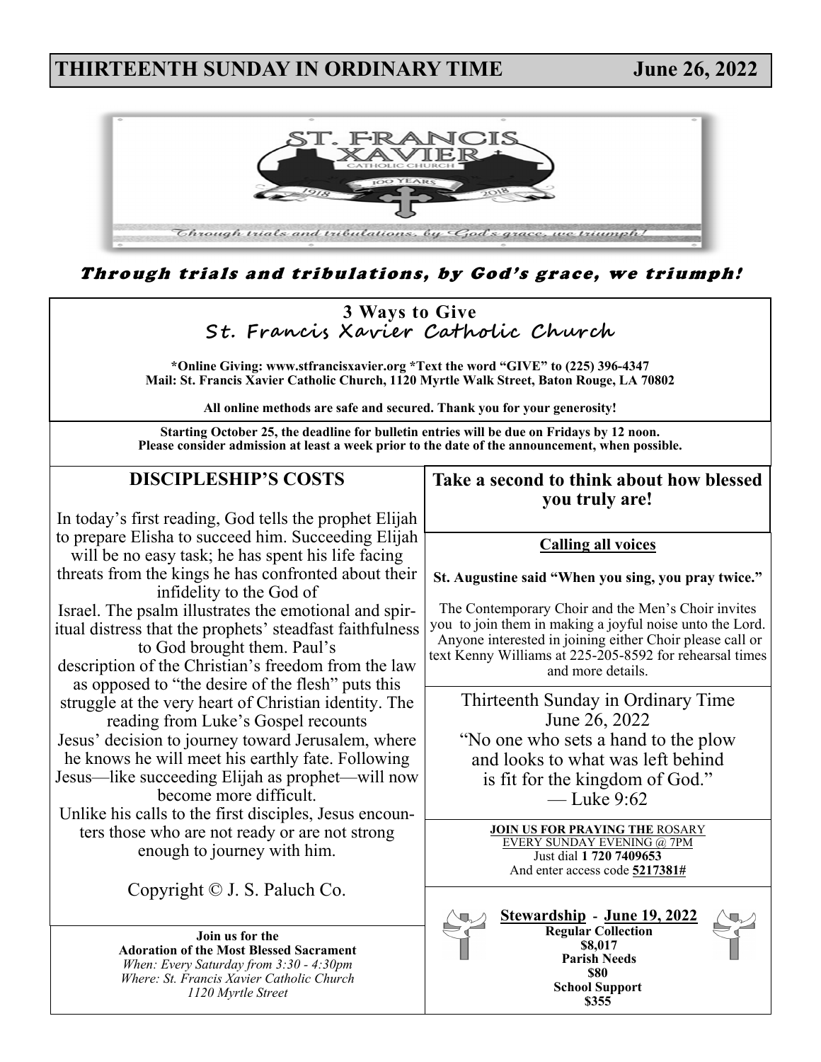# THIRTEENTH SUNDAY IN ORDINARY TIME June 26, 2022

***Through trials and tribulations, by God's grace, we triumph!***

## 3 Ways to Give
## St. Francis Xavier Catholic Church

**\*Online Giving: www.stfrancisxavier.org \*Text the word "GIVE" to (225) 396-4347**
**Mail: St. Francis Xavier Catholic Church, 1120 Myrtle Walk Street, Baton Rouge, LA 70802**

**All online methods are safe and secured. Thank you for your generosity!**

**Starting October 25, the deadline for bulletin entries will be due on Fridays by 12 noon.**
**Please consider admission at least a week prior to the date of the announcement, when possible.**

## DISCIPLESHIP'S COSTS

In today's first reading, God tells the prophet Elijah to prepare Elisha to succeed him. Succeeding Elijah will be no easy task; he has spent his life facing threats from the kings he has confronted about their infidelity to the God of Israel. The psalm illustrates the emotional and spiritual distress that the prophets' steadfast faithfulness to God brought them. Paul's description of the Christian's freedom from the law as opposed to "the desire of the flesh" puts this struggle at the very heart of Christian identity. The reading from Luke's Gospel recounts Jesus' decision to journey toward Jerusalem, where he knows he will meet his earthly fate. Following Jesus—like succeeding Elijah as prophet—will now become more difficult. Unlike his calls to the first disciples, Jesus encounters those who are not ready or are not strong enough to journey with him.

Copyright © J. S. Paluch Co.

**Join us for the**
**Adoration of the Most Blessed Sacrament**
*When: Every Saturday from 3:30 - 4:30pm*
*Where: St. Francis Xavier Catholic Church*
*1120 Myrtle Street*

## Take a second to think about how blessed you truly are!

**Calling all voices**

**St. Augustine said "When you sing, you pray twice."**

The Contemporary Choir and the Men's Choir invites you to join them in making a joyful noise unto the Lord. Anyone interested in joining either Choir please call or text Kenny Williams at 225-205-8592 for rehearsal times and more details.

Thirteenth Sunday in Ordinary Time
June 26, 2022
"No one who sets a hand to the plow
and looks to what was left behind
is fit for the kingdom of God."
— Luke 9:62

**JOIN US FOR PRAYING THE** ROSARY
EVERY SUNDAY EVENING @ 7PM
Just dial **1 720 7409653**
And enter access code **5217381#**

**Stewardship - June 19, 2022**
**Regular Collection**
**$8,017**
**Parish Needs**
**$80**
**School Support**
**$355**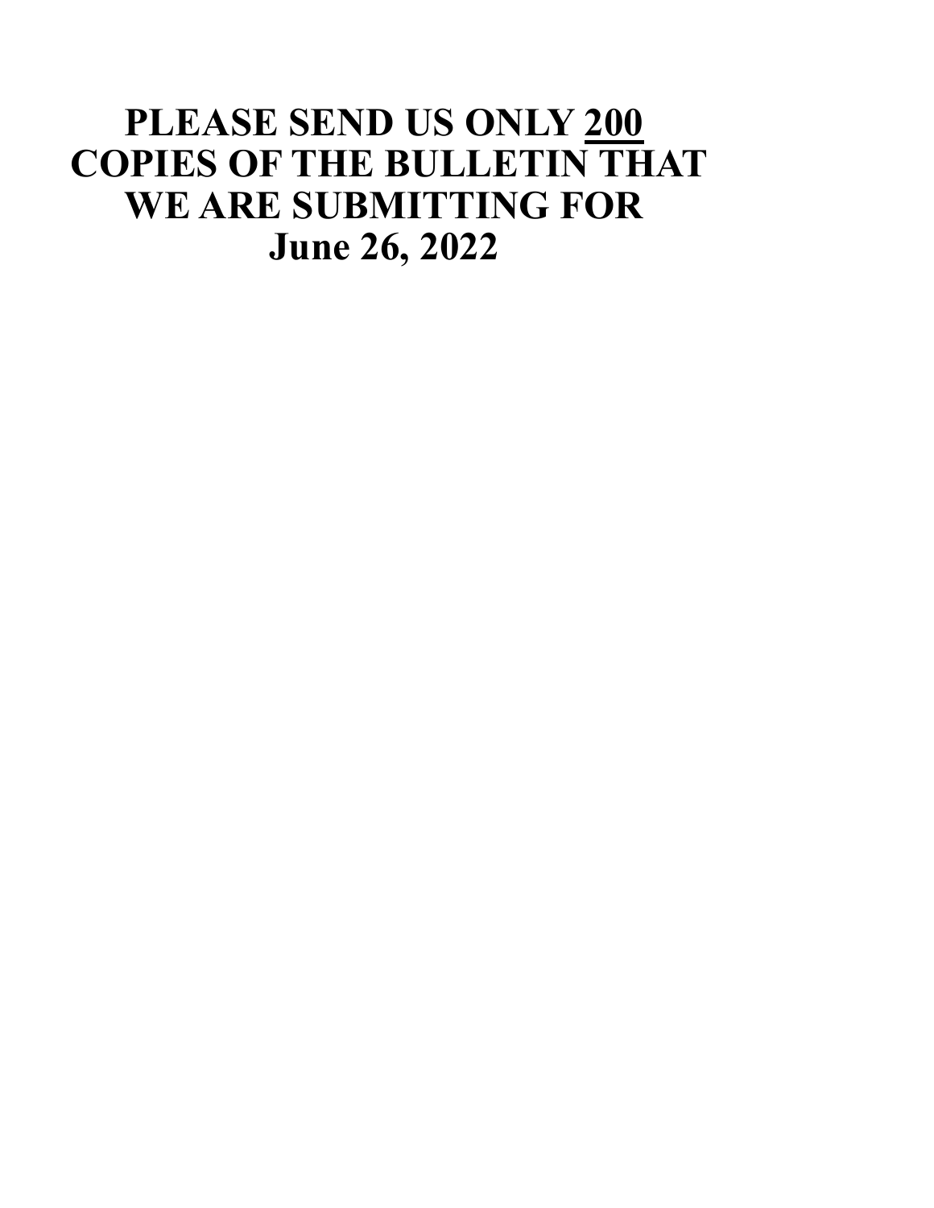**PLEASE SEND US ONLY <u>200</u> COPIES OF THE BULLETIN THAT WE ARE SUBMITTING FOR June 26, 2022**